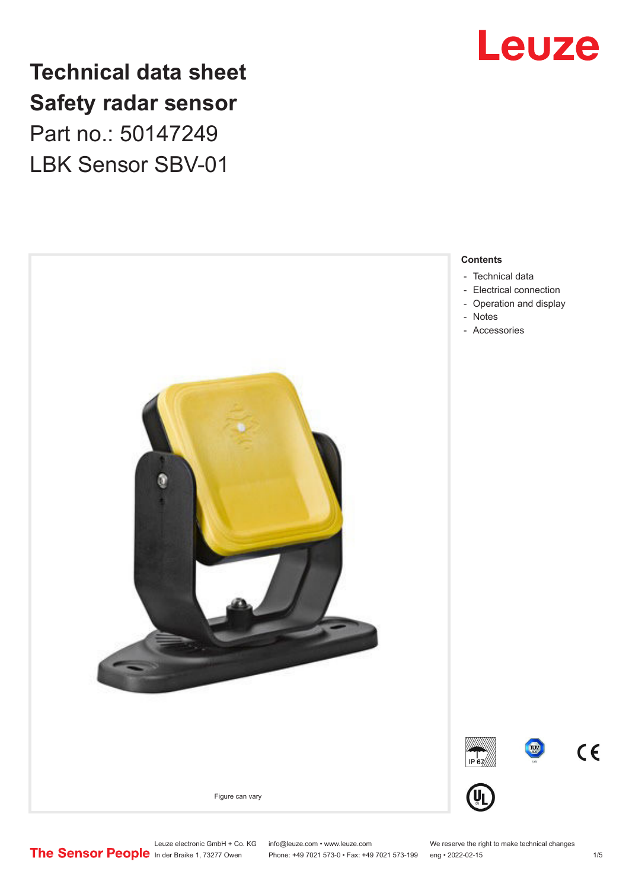# Technical data sheet
# Safety radar sensor

Part no.: 50147249

LBK Sensor SBV-01

Figure can vary

**Contents**

- Technical data
- Electrical connection
- Operation and display
- Notes
- Accessories

Leuze electronic GmbH + Co. KG
In der Braike 1, 73277 Owen

info@leuze.com • www.leuze.com
Phone: +49 7021 573-0 • Fax: +49 7021 573-199

We reserve the right to make technical changes
eng • 2022-02-15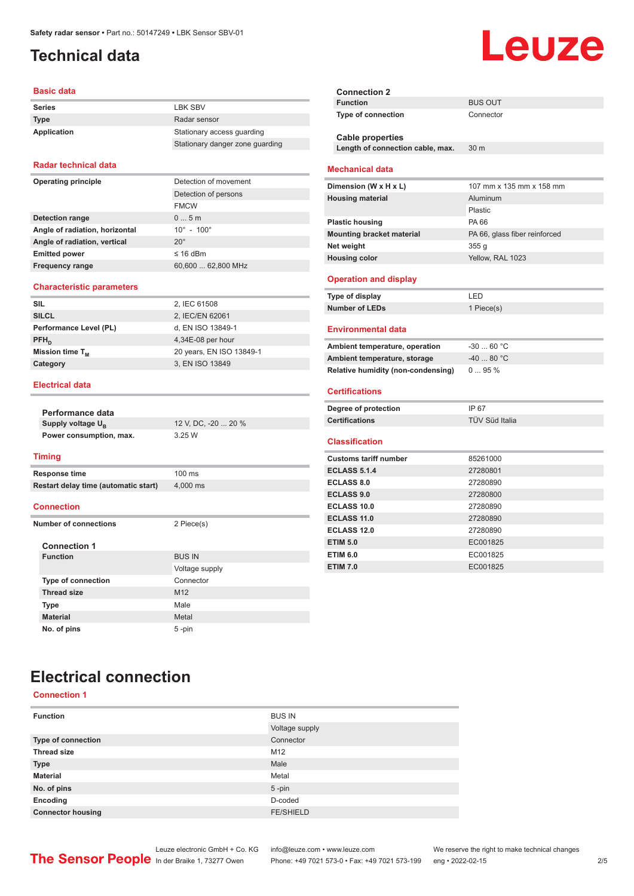# Technical data

## Basic data

| | |
|---|---|
| **Series** | LBK SBV |
| **Type** | Radar sensor |
| **Application** | Stationary access guarding |
| | Stationary danger zone guarding |

## Radar technical data

| | |
|---|---|
| **Operating principle** | Detection of movement |
| | Detection of persons |
| | FMCW |
| **Detection range** | 0 ... 5 m |
| **Angle of radiation, horizontal** | 10° - 100° |
| **Angle of radiation, vertical** | 20° |
| **Emitted power** | ≤ 16 dBm |
| **Frequency range** | 60,600 ... 62,800 MHz |

## Characteristic parameters

| | |
|---|---|
| **SIL** | 2, IEC 61508 |
| **SILCL** | 2, IEC/EN 62061 |
| **Performance Level (PL)** | d, EN ISO 13849-1 |
| **$PFH_D$** | 4,34E-08 per hour |
| **Mission time $T_M$** | 20 years, EN ISO 13849-1 |
| **Category** | 3, EN ISO 13849 |

## Electrical data

### Performance data

| | |
|---|---|
| **Supply voltage $U_B$** | 12 V, DC, -20 ... 20 % |
| **Power consumption, max.** | 3.25 W |

## Timing

| | |
|---|---|
| **Response time** | 100 ms |
| **Restart delay time (automatic start)** | 4,000 ms |

## Connection

| | |
|---|---|
| **Number of connections** | 2 Piece(s) |

### Connection 1

| | |
|---|---|
| **Function** | BUS IN |
| | Voltage supply |
| **Type of connection** | Connector |
| **Thread size** | M12 |
| **Type** | Male |
| **Material** | Metal |
| **No. of pins** | 5 -pin |

### Connection 2

| | |
|---|---|
| **Function** | BUS OUT |
| **Type of connection** | Connector |

### Cable properties

| | |
|---|---|
| **Length of connection cable, max.** | 30 m |

## Mechanical data

| | |
|---|---|
| **Dimension (W x H x L)** | 107 mm x 135 mm x 158 mm |
| **Housing material** | Aluminum |
| | Plastic |
| **Plastic housing** | PA 66 |
| **Mounting bracket material** | PA 66, glass fiber reinforced |
| **Net weight** | 355 g |
| **Housing color** | Yellow, RAL 1023 |

## Operation and display

| | |
|---|---|
| **Type of display** | LED |
| **Number of LEDs** | 1 Piece(s) |

## Environmental data

| | |
|---|---|
| **Ambient temperature, operation** | -30 ... 60 °C |
| **Ambient temperature, storage** | -40 ... 80 °C |
| **Relative humidity (non-condensing)** | 0 ... 95 % |

## Certifications

| | |
|---|---|
| **Degree of protection** | IP 67 |
| **Certifications** | TÜV Süd Italia |

## Classification

| | |
|---|---|
| **Customs tariff number** | 85261000 |
| **ECLASS 5.1.4** | 27280801 |
| **ECLASS 8.0** | 27280890 |
| **ECLASS 9.0** | 27280800 |
| **ECLASS 10.0** | 27280890 |
| **ECLASS 11.0** | 27280890 |
| **ECLASS 12.0** | 27280890 |
| **ETIM 5.0** | EC001825 |
| **ETIM 6.0** | EC001825 |
| **ETIM 7.0** | EC001825 |

# Electrical connection

## Connection 1

| | |
|---|---|
| **Function** | BUS IN |
| | Voltage supply |
| **Type of connection** | Connector |
| **Thread size** | M12 |
| **Type** | Male |
| **Material** | Metal |
| **No. of pins** | 5 -pin |
| **Encoding** | D-coded |
| **Connector housing** | FE/SHIELD |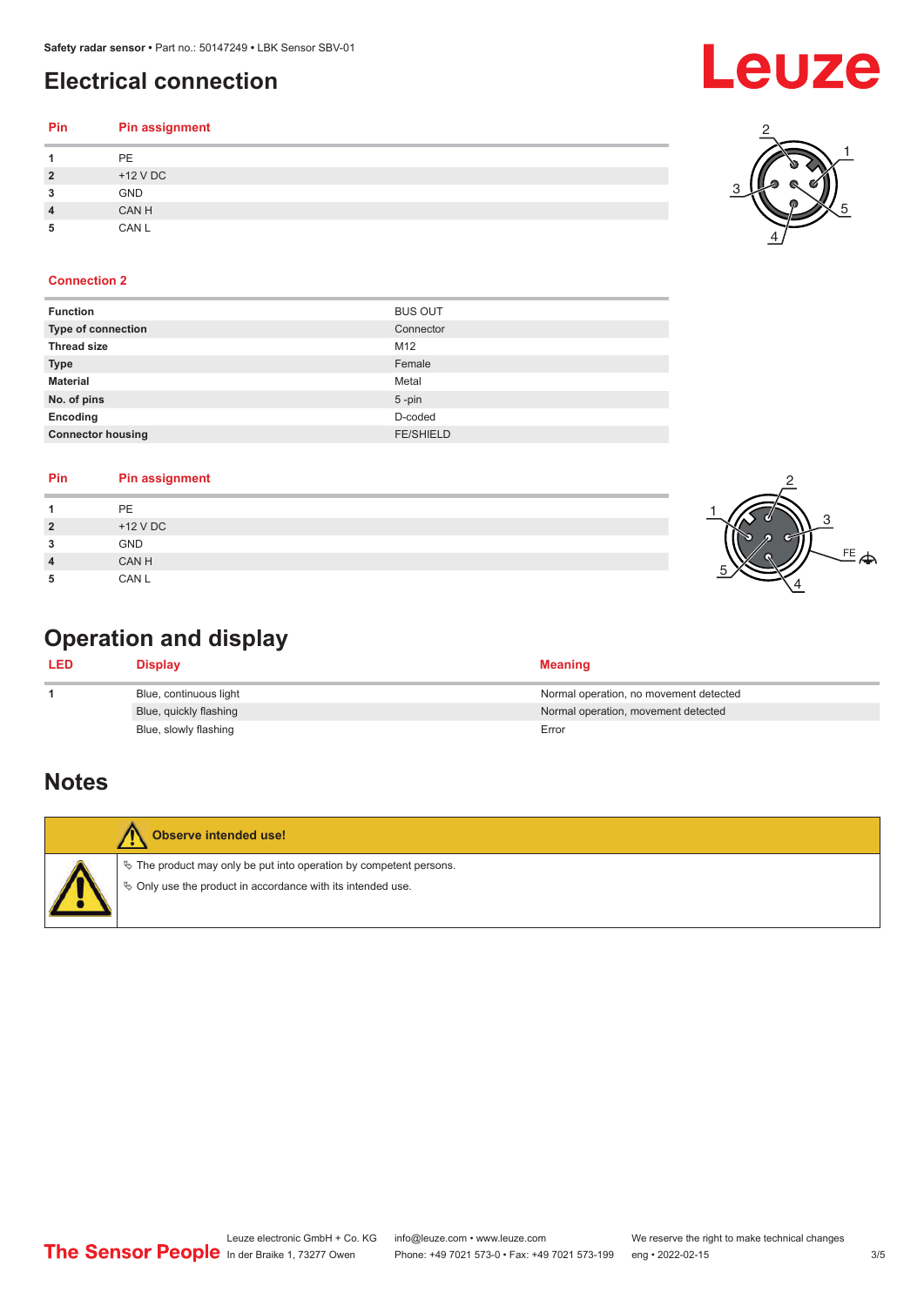# Electrical connection

| Pin | Pin assignment |
|---|---|
| 1 | PE |
| 2 | +12 V DC |
| 3 | GND |
| 4 | CAN H |
| 5 | CAN L |

### Connection 2

| | |
|---|---|
| **Function** | BUS OUT |
| **Type of connection** | Connector |
| **Thread size** | M12 |
| **Type** | Female |
| **Material** | Metal |
| **No. of pins** | 5 -pin |
| **Encoding** | D-coded |
| **Connector housing** | FE/SHIELD |

| Pin | Pin assignment |
|---|---|
| 1 | PE |
| 2 | +12 V DC |
| 3 | GND |
| 4 | CAN H |
| 5 | CAN L |

# Operation and display

| LED | Display | Meaning |
|---|---|---|
| 1 | Blue, continuous light | Normal operation, no movement detected |
| | Blue, quickly flashing | Normal operation, movement detected |
| | Blue, slowly flashing | Error |

# Notes

**Observe intended use!**

- The product may only be put into operation by competent persons.
- Only use the product in accordance with its intended use.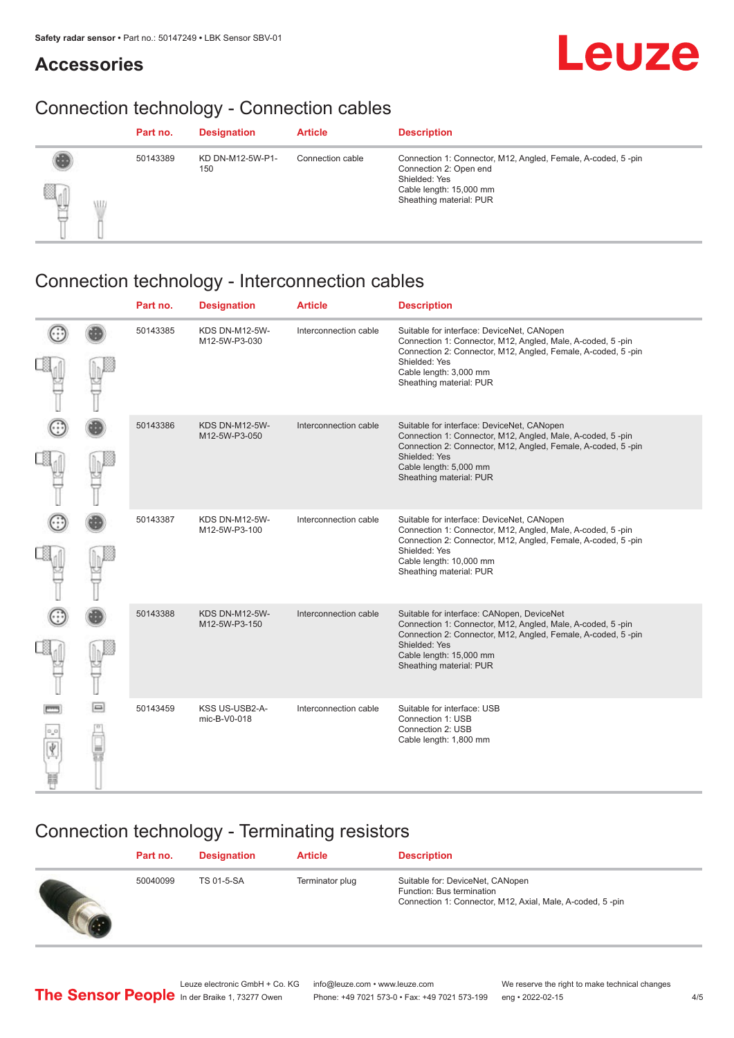# Accessories

## Connection technology - Connection cables

| Part no. | Designation | Article | Description |
|---|---|---|---|
| 50143389 | KD DN-M12-5W-P1-150 | Connection cable | Connection 1: Connector, M12, Angled, Female, A-coded, 5 -pin<br>Connection 2: Open end<br>Shielded: Yes<br>Cable length: 15,000 mm<br>Sheathing material: PUR |

## Connection technology - Interconnection cables

| Part no. | Designation | Article | Description |
|---|---|---|---|
| 50143385 | KDS DN-M12-5W-M12-5W-P3-030 | Interconnection cable | Suitable for interface: DeviceNet, CANopen<br>Connection 1: Connector, M12, Angled, Male, A-coded, 5 -pin<br>Connection 2: Connector, M12, Angled, Female, A-coded, 5 -pin<br>Shielded: Yes<br>Cable length: 3,000 mm<br>Sheathing material: PUR |
| 50143386 | KDS DN-M12-5W-M12-5W-P3-050 | Interconnection cable | Suitable for interface: DeviceNet, CANopen<br>Connection 1: Connector, M12, Angled, Male, A-coded, 5 -pin<br>Connection 2: Connector, M12, Angled, Female, A-coded, 5 -pin<br>Shielded: Yes<br>Cable length: 5,000 mm<br>Sheathing material: PUR |
| 50143387 | KDS DN-M12-5W-M12-5W-P3-100 | Interconnection cable | Suitable for interface: DeviceNet, CANopen<br>Connection 1: Connector, M12, Angled, Male, A-coded, 5 -pin<br>Connection 2: Connector, M12, Angled, Female, A-coded, 5 -pin<br>Shielded: Yes<br>Cable length: 10,000 mm<br>Sheathing material: PUR |
| 50143388 | KDS DN-M12-5W-M12-5W-P3-150 | Interconnection cable | Suitable for interface: CANopen, DeviceNet<br>Connection 1: Connector, M12, Angled, Male, A-coded, 5 -pin<br>Connection 2: Connector, M12, Angled, Female, A-coded, 5 -pin<br>Shielded: Yes<br>Cable length: 15,000 mm<br>Sheathing material: PUR |
| 50143459 | KSS US-USB2-A-mic-B-V0-018 | Interconnection cable | Suitable for interface: USB<br>Connection 1: USB<br>Connection 2: USB<br>Cable length: 1,800 mm |

## Connection technology - Terminating resistors

| Part no. | Designation | Article | Description |
|---|---|---|---|
| 50040099 | TS 01-5-SA | Terminator plug | Suitable for: DeviceNet, CANopen<br>Function: Bus termination<br>Connection 1: Connector, M12, Axial, Male, A-coded, 5 -pin |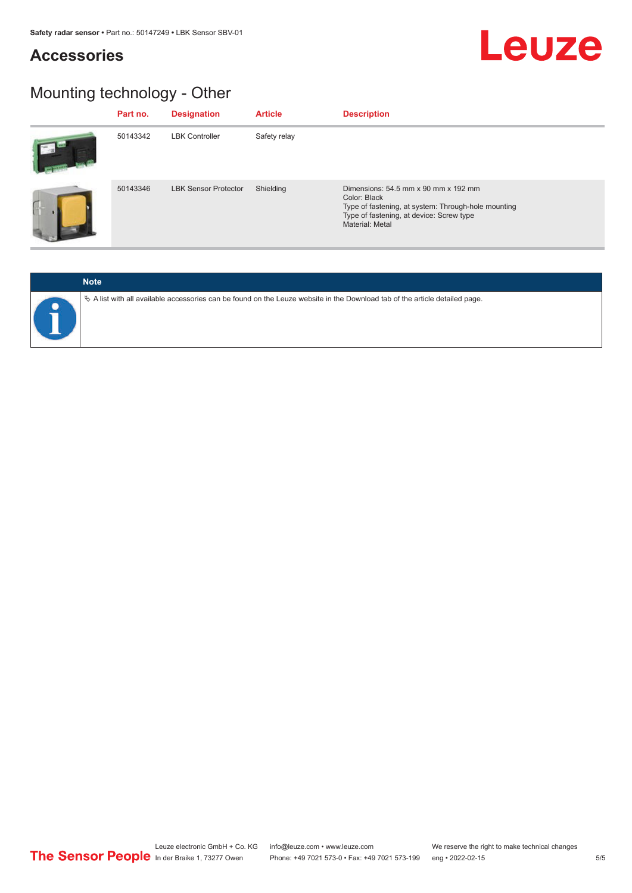## Accessories

# Mounting technology - Other

| | Part no. | Designation | Article | Description |
|---|---|---|---|---|
| | 50143342 | LBK Controller | Safety relay | |
| | 50143346 | LBK Sensor Protector | Shielding | Dimensions: 54.5 mm x 90 mm x 192 mm<br>Color: Black<br>Type of fastening, at system: Through-hole mounting<br>Type of fastening, at device: Screw type<br>Material: Metal |

**Note**

- A list with all available accessories can be found on the Leuze website in the Download tab of the article detailed page.